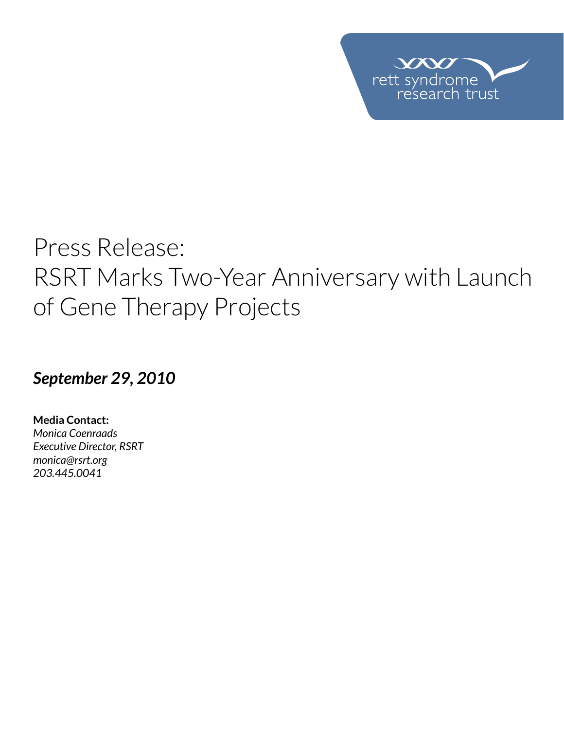rett syndrome research trust

# Press Release: RSRT Marks Two-Year Anniversary with Launch of Gene Therapy Projects

***September 29, 2010***

**Media Contact:**
*Monica Coenraads*
*Executive Director, RSRT*
*monica@rsrt.org*
*203.445.0041*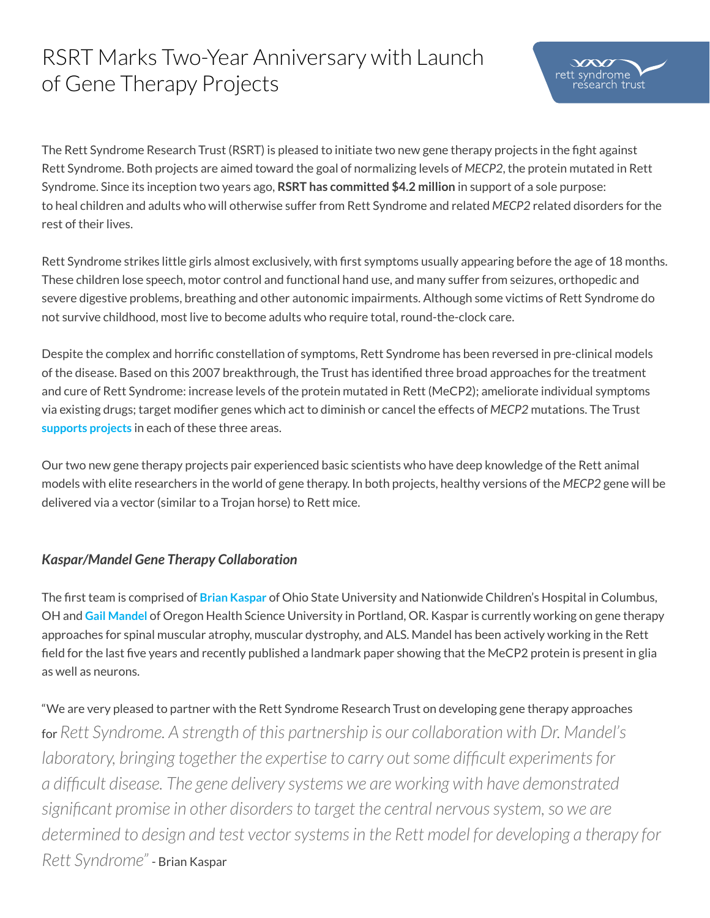# RSRT Marks Two-Year Anniversary with Launch of Gene Therapy Projects

The Rett Syndrome Research Trust (RSRT) is pleased to initiate two new gene therapy projects in the fight against Rett Syndrome. Both projects are aimed toward the goal of normalizing levels of *MECP2*, the protein mutated in Rett Syndrome. Since its inception two years ago, **RSRT has committed $4.2 million** in support of a sole purpose: to heal children and adults who will otherwise suffer from Rett Syndrome and related *MECP2* related disorders for the rest of their lives.

Rett Syndrome strikes little girls almost exclusively, with first symptoms usually appearing before the age of 18 months. These children lose speech, motor control and functional hand use, and many suffer from seizures, orthopedic and severe digestive problems, breathing and other autonomic impairments. Although some victims of Rett Syndrome do not survive childhood, most live to become adults who require total, round-the-clock care.

Despite the complex and horrific constellation of symptoms, Rett Syndrome has been reversed in pre-clinical models of the disease. Based on this 2007 breakthrough, the Trust has identified three broad approaches for the treatment and cure of Rett Syndrome: increase levels of the protein mutated in Rett (MeCP2); ameliorate individual symptoms via existing drugs; target modifier genes which act to diminish or cancel the effects of *MECP2* mutations. The Trust **supports projects** in each of these three areas.

Our two new gene therapy projects pair experienced basic scientists who have deep knowledge of the Rett animal models with elite researchers in the world of gene therapy. In both projects, healthy versions of the *MECP2* gene will be delivered via a vector (similar to a Trojan horse) to Rett mice.

### *Kaspar/Mandel Gene Therapy Collaboration*

The first team is comprised of **Brian Kaspar** of Ohio State University and Nationwide Children's Hospital in Columbus, OH and **Gail Mandel** of Oregon Health Science University in Portland, OR. Kaspar is currently working on gene therapy approaches for spinal muscular atrophy, muscular dystrophy, and ALS. Mandel has been actively working in the Rett field for the last five years and recently published a landmark paper showing that the MeCP2 protein is present in glia as well as neurons.

"We are very pleased to partner with the Rett Syndrome Research Trust on developing gene therapy approaches for *Rett Syndrome. A strength of this partnership is our collaboration with Dr. Mandel's laboratory, bringing together the expertise to carry out some difficult experiments for a difficult disease. The gene delivery systems we are working with have demonstrated significant promise in other disorders to target the central nervous system, so we are determined to design and test vector systems in the Rett model for developing a therapy for Rett Syndrome"* - Brian Kaspar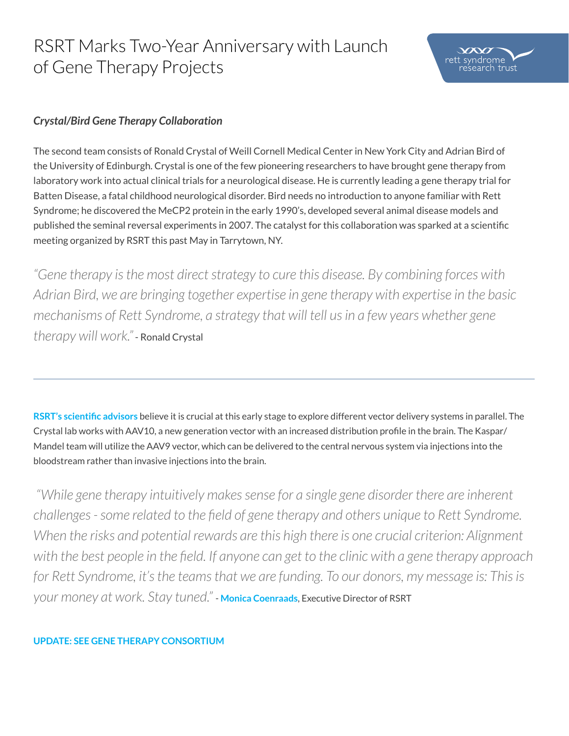# RSRT Marks Two-Year Anniversary with Launch of Gene Therapy Projects

### *Crystal/Bird Gene Therapy Collaboration*

The second team consists of Ronald Crystal of Weill Cornell Medical Center in New York City and Adrian Bird of the University of Edinburgh. Crystal is one of the few pioneering researchers to have brought gene therapy from laboratory work into actual clinical trials for a neurological disease. He is currently leading a gene therapy trial for Batten Disease, a fatal childhood neurological disorder. Bird needs no introduction to anyone familiar with Rett Syndrome; he discovered the MeCP2 protein in the early 1990's, developed several animal disease models and published the seminal reversal experiments in 2007. The catalyst for this collaboration was sparked at a scientific meeting organized by RSRT this past May in Tarrytown, NY.

*"Gene therapy is the most direct strategy to cure this disease. By combining forces with Adrian Bird, we are bringing together expertise in gene therapy with expertise in the basic mechanisms of Rett Syndrome, a strategy that will tell us in a few years whether gene therapy will work."* - Ronald Crystal

---

**RSRT's scientific advisors** believe it is crucial at this early stage to explore different vector delivery systems in parallel. The Crystal lab works with AAV10, a new generation vector with an increased distribution profile in the brain. The Kaspar/Mandel team will utilize the AAV9 vector, which can be delivered to the central nervous system via injections into the bloodstream rather than invasive injections into the brain.

*"While gene therapy intuitively makes sense for a single gene disorder there are inherent challenges - some related to the field of gene therapy and others unique to Rett Syndrome. When the risks and potential rewards are this high there is one crucial criterion: Alignment with the best people in the field. If anyone can get to the clinic with a gene therapy approach for Rett Syndrome, it's the teams that we are funding. To our donors, my message is: This is your money at work. Stay tuned."* - **Monica Coenraads**, Executive Director of RSRT

**UPDATE: SEE GENE THERAPY CONSORTIUM**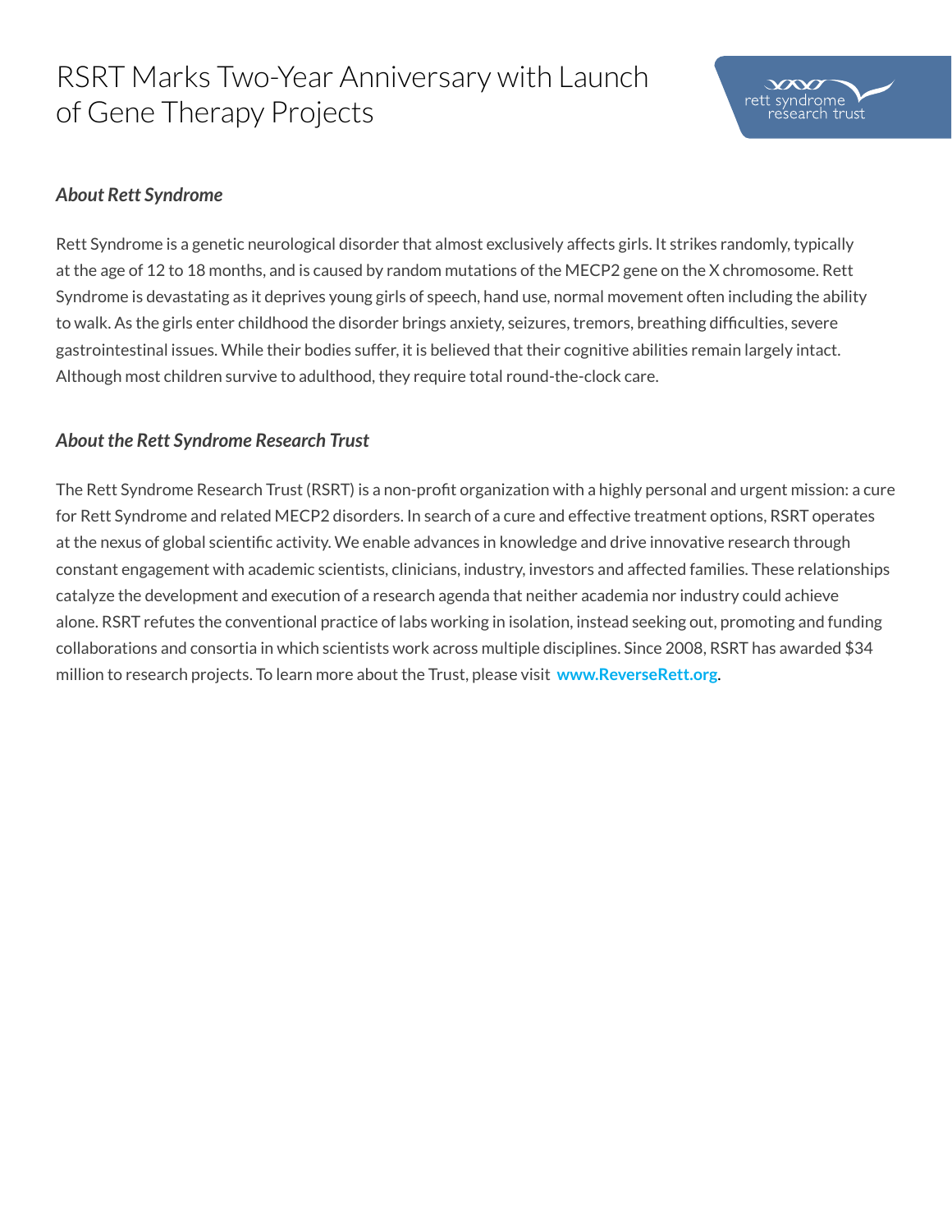# RSRT Marks Two-Year Anniversary with Launch of Gene Therapy Projects

### *About Rett Syndrome*

Rett Syndrome is a genetic neurological disorder that almost exclusively affects girls. It strikes randomly, typically at the age of 12 to 18 months, and is caused by random mutations of the MECP2 gene on the X chromosome. Rett Syndrome is devastating as it deprives young girls of speech, hand use, normal movement often including the ability to walk. As the girls enter childhood the disorder brings anxiety, seizures, tremors, breathing difficulties, severe gastrointestinal issues. While their bodies suffer, it is believed that their cognitive abilities remain largely intact. Although most children survive to adulthood, they require total round-the-clock care.

### *About the Rett Syndrome Research Trust*

The Rett Syndrome Research Trust (RSRT) is a non-profit organization with a highly personal and urgent mission: a cure for Rett Syndrome and related MECP2 disorders. In search of a cure and effective treatment options, RSRT operates at the nexus of global scientific activity. We enable advances in knowledge and drive innovative research through constant engagement with academic scientists, clinicians, industry, investors and affected families. These relationships catalyze the development and execution of a research agenda that neither academia nor industry could achieve alone. RSRT refutes the conventional practice of labs working in isolation, instead seeking out, promoting and funding collaborations and consortia in which scientists work across multiple disciplines. Since 2008, RSRT has awarded $34 million to research projects. To learn more about the Trust, please visit **www.ReverseRett.org**.